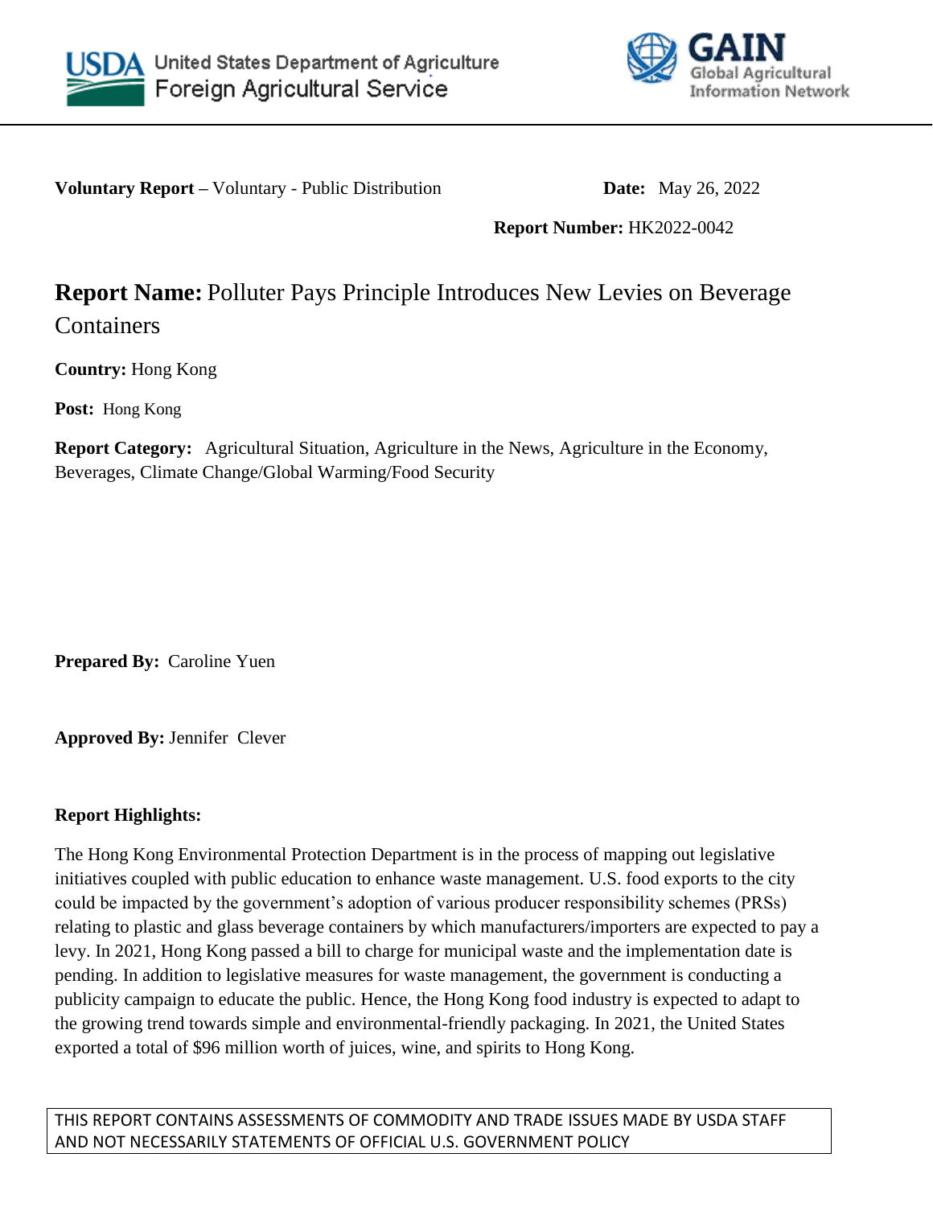United States Department of Agriculture
Foreign Agricultural Service

GAIN
Global Agricultural Information Network

**Voluntary Report –** Voluntary - Public Distribution **Date:** May 26, 2022

**Report Number:** HK2022-0042

# **Report Name:** Polluter Pays Principle Introduces New Levies on Beverage Containers

**Country:** Hong Kong

**Post:** Hong Kong

**Report Category:** Agricultural Situation, Agriculture in the News, Agriculture in the Economy, Beverages, Climate Change/Global Warming/Food Security

**Prepared By:** Caroline Yuen

**Approved By:** Jennifer Clever

**Report Highlights:**

The Hong Kong Environmental Protection Department is in the process of mapping out legislative initiatives coupled with public education to enhance waste management. U.S. food exports to the city could be impacted by the government's adoption of various producer responsibility schemes (PRSs) relating to plastic and glass beverage containers by which manufacturers/importers are expected to pay a levy. In 2021, Hong Kong passed a bill to charge for municipal waste and the implementation date is pending. In addition to legislative measures for waste management, the government is conducting a publicity campaign to educate the public. Hence, the Hong Kong food industry is expected to adapt to the growing trend towards simple and environmental-friendly packaging. In 2021, the United States exported a total of $96 million worth of juices, wine, and spirits to Hong Kong.

THIS REPORT CONTAINS ASSESSMENTS OF COMMODITY AND TRADE ISSUES MADE BY USDA STAFF AND NOT NECESSARILY STATEMENTS OF OFFICIAL U.S. GOVERNMENT POLICY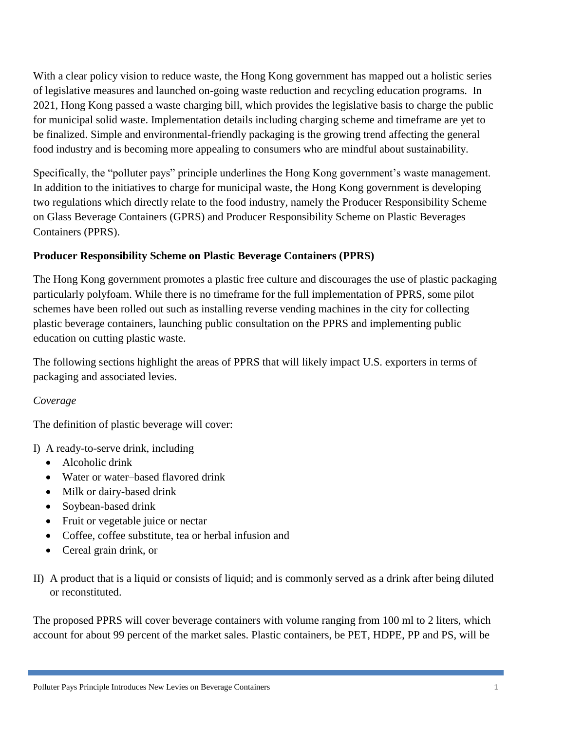With a clear policy vision to reduce waste, the Hong Kong government has mapped out a holistic series of legislative measures and launched on-going waste reduction and recycling education programs. In 2021, Hong Kong passed a waste charging bill, which provides the legislative basis to charge the public for municipal solid waste. Implementation details including charging scheme and timeframe are yet to be finalized. Simple and environmental-friendly packaging is the growing trend affecting the general food industry and is becoming more appealing to consumers who are mindful about sustainability.

Specifically, the "polluter pays" principle underlines the Hong Kong government's waste management. In addition to the initiatives to charge for municipal waste, the Hong Kong government is developing two regulations which directly relate to the food industry, namely the Producer Responsibility Scheme on Glass Beverage Containers (GPRS) and Producer Responsibility Scheme on Plastic Beverages Containers (PPRS).

**Producer Responsibility Scheme on Plastic Beverage Containers (PPRS)**

The Hong Kong government promotes a plastic free culture and discourages the use of plastic packaging particularly polyfoam. While there is no timeframe for the full implementation of PPRS, some pilot schemes have been rolled out such as installing reverse vending machines in the city for collecting plastic beverage containers, launching public consultation on the PPRS and implementing public education on cutting plastic waste.

The following sections highlight the areas of PPRS that will likely impact U.S. exporters in terms of packaging and associated levies.

*Coverage*

The definition of plastic beverage will cover:

I) A ready-to-serve drink, including
- Alcoholic drink
- Water or water–based flavored drink
- Milk or dairy-based drink
- Soybean-based drink
- Fruit or vegetable juice or nectar
- Coffee, coffee substitute, tea or herbal infusion and
- Cereal grain drink, or

II) A product that is a liquid or consists of liquid; and is commonly served as a drink after being diluted or reconstituted.

The proposed PPRS will cover beverage containers with volume ranging from 100 ml to 2 liters, which account for about 99 percent of the market sales. Plastic containers, be PET, HDPE, PP and PS, will be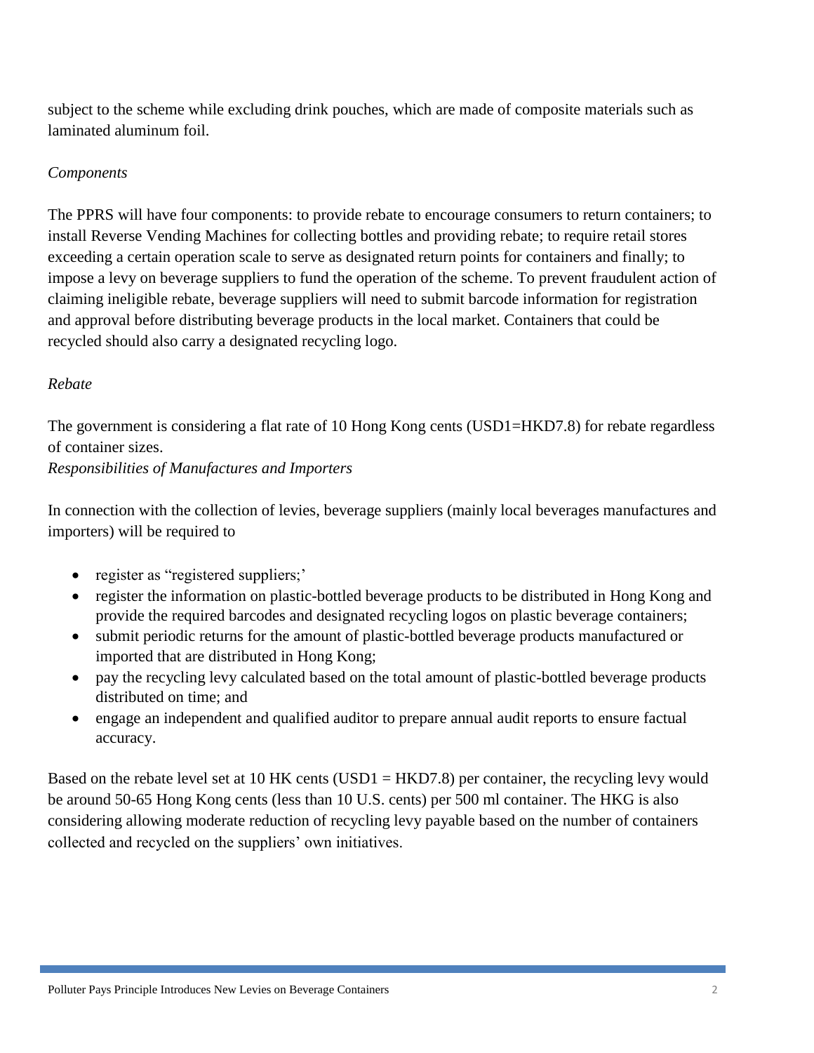subject to the scheme while excluding drink pouches, which are made of composite materials such as laminated aluminum foil.

*Components*

The PPRS will have four components: to provide rebate to encourage consumers to return containers; to install Reverse Vending Machines for collecting bottles and providing rebate; to require retail stores exceeding a certain operation scale to serve as designated return points for containers and finally; to impose a levy on beverage suppliers to fund the operation of the scheme. To prevent fraudulent action of claiming ineligible rebate, beverage suppliers will need to submit barcode information for registration and approval before distributing beverage products in the local market. Containers that could be recycled should also carry a designated recycling logo.

*Rebate*

The government is considering a flat rate of 10 Hong Kong cents (USD1=HKD7.8) for rebate regardless of container sizes.

*Responsibilities of Manufactures and Importers*

In connection with the collection of levies, beverage suppliers (mainly local beverages manufactures and importers) will be required to

- register as "registered suppliers;'
- register the information on plastic-bottled beverage products to be distributed in Hong Kong and provide the required barcodes and designated recycling logos on plastic beverage containers;
- submit periodic returns for the amount of plastic-bottled beverage products manufactured or imported that are distributed in Hong Kong;
- pay the recycling levy calculated based on the total amount of plastic-bottled beverage products distributed on time; and
- engage an independent and qualified auditor to prepare annual audit reports to ensure factual accuracy.

Based on the rebate level set at 10 HK cents (USD1 = HKD7.8) per container, the recycling levy would be around 50-65 Hong Kong cents (less than 10 U.S. cents) per 500 ml container. The HKG is also considering allowing moderate reduction of recycling levy payable based on the number of containers collected and recycled on the suppliers' own initiatives.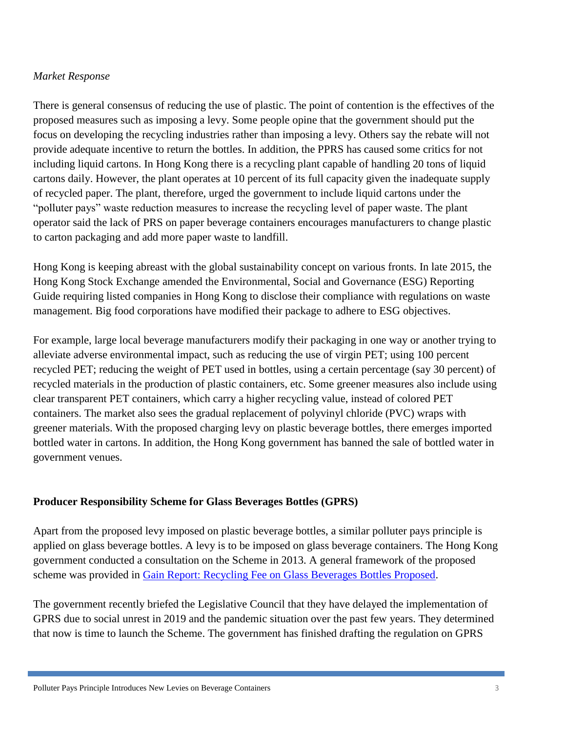*Market Response*

There is general consensus of reducing the use of plastic. The point of contention is the effectives of the proposed measures such as imposing a levy. Some people opine that the government should put the focus on developing the recycling industries rather than imposing a levy. Others say the rebate will not provide adequate incentive to return the bottles. In addition, the PPRS has caused some critics for not including liquid cartons. In Hong Kong there is a recycling plant capable of handling 20 tons of liquid cartons daily. However, the plant operates at 10 percent of its full capacity given the inadequate supply of recycled paper. The plant, therefore, urged the government to include liquid cartons under the "polluter pays" waste reduction measures to increase the recycling level of paper waste. The plant operator said the lack of PRS on paper beverage containers encourages manufacturers to change plastic to carton packaging and add more paper waste to landfill.

Hong Kong is keeping abreast with the global sustainability concept on various fronts. In late 2015, the Hong Kong Stock Exchange amended the Environmental, Social and Governance (ESG) Reporting Guide requiring listed companies in Hong Kong to disclose their compliance with regulations on waste management. Big food corporations have modified their package to adhere to ESG objectives.

For example, large local beverage manufacturers modify their packaging in one way or another trying to alleviate adverse environmental impact, such as reducing the use of virgin PET; using 100 percent recycled PET; reducing the weight of PET used in bottles, using a certain percentage (say 30 percent) of recycled materials in the production of plastic containers, etc. Some greener measures also include using clear transparent PET containers, which carry a higher recycling value, instead of colored PET containers. The market also sees the gradual replacement of polyvinyl chloride (PVC) wraps with greener materials. With the proposed charging levy on plastic beverage bottles, there emerges imported bottled water in cartons. In addition, the Hong Kong government has banned the sale of bottled water in government venues.

**Producer Responsibility Scheme for Glass Beverages Bottles (GPRS)**

Apart from the proposed levy imposed on plastic beverage bottles, a similar polluter pays principle is applied on glass beverage bottles. A levy is to be imposed on glass beverage containers. The Hong Kong government conducted a consultation on the Scheme in 2013. A general framework of the proposed scheme was provided in Gain Report: Recycling Fee on Glass Beverages Bottles Proposed.

The government recently briefed the Legislative Council that they have delayed the implementation of GPRS due to social unrest in 2019 and the pandemic situation over the past few years. They determined that now is time to launch the Scheme. The government has finished drafting the regulation on GPRS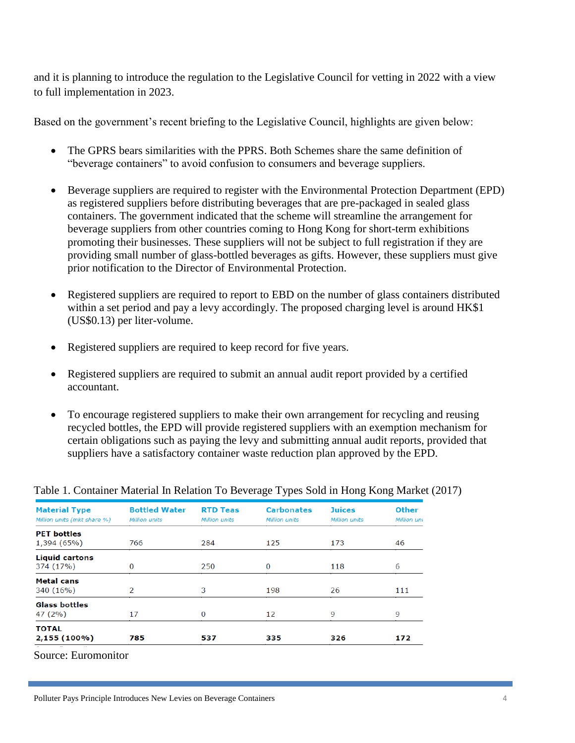and it is planning to introduce the regulation to the Legislative Council for vetting in 2022 with a view to full implementation in 2023.

Based on the government's recent briefing to the Legislative Council, highlights are given below:

- The GPRS bears similarities with the PPRS. Both Schemes share the same definition of "beverage containers" to avoid confusion to consumers and beverage suppliers.

- Beverage suppliers are required to register with the Environmental Protection Department (EPD) as registered suppliers before distributing beverages that are pre-packaged in sealed glass containers. The government indicated that the scheme will streamline the arrangement for beverage suppliers from other countries coming to Hong Kong for short-term exhibitions promoting their businesses. These suppliers will not be subject to full registration if they are providing small number of glass-bottled beverages as gifts. However, these suppliers must give prior notification to the Director of Environmental Protection.

- Registered suppliers are required to report to EBD on the number of glass containers distributed within a set period and pay a levy accordingly. The proposed charging level is around HK$1 (US$0.13) per liter-volume.

- Registered suppliers are required to keep record for five years.

- Registered suppliers are required to submit an annual audit report provided by a certified accountant.

- To encourage registered suppliers to make their own arrangement for recycling and reusing recycled bottles, the EPD will provide registered suppliers with an exemption mechanism for certain obligations such as paying the levy and submitting annual audit reports, provided that suppliers have a satisfactory container waste reduction plan approved by the EPD.

Table 1. Container Material In Relation To Beverage Types Sold in Hong Kong Market (2017)

| Material Type<br>*Million units (mkt share %)* | Bottled Water<br>*Million units* | RTD Teas<br>*Million units* | Carbonates<br>*Million units* | Juices<br>*Million units* | Other<br>*Million units* |
|---|---|---|---|---|---|
| **PET bottles**<br>1,394 (65%) | 766 | 284 | 125 | 173 | 46 |
| **Liquid cartons**<br>374 (17%) | 0 | 250 | 0 | 118 | 6 |
| **Metal cans**<br>340 (16%) | 2 | 3 | 198 | 26 | 111 |
| **Glass bottles**<br>47 (2%) | 17 | 0 | 12 | 9 | 9 |
| **TOTAL**<br>**2,155 (100%)** | **785** | **537** | **335** | **326** | **172** |

Source: Euromonitor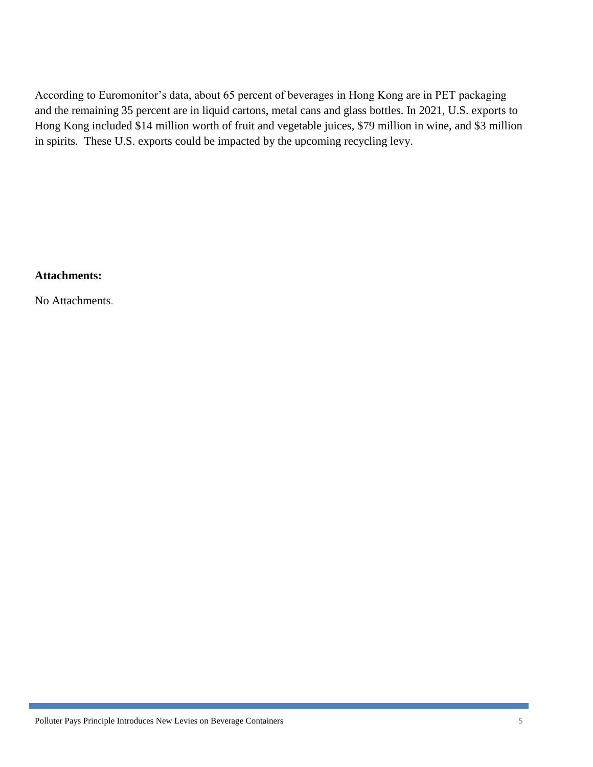According to Euromonitor's data, about 65 percent of beverages in Hong Kong are in PET packaging and the remaining 35 percent are in liquid cartons, metal cans and glass bottles. In 2021, U.S. exports to Hong Kong included $14 million worth of fruit and vegetable juices, $79 million in wine, and $3 million in spirits. These U.S. exports could be impacted by the upcoming recycling levy.

**Attachments:**

No Attachments.